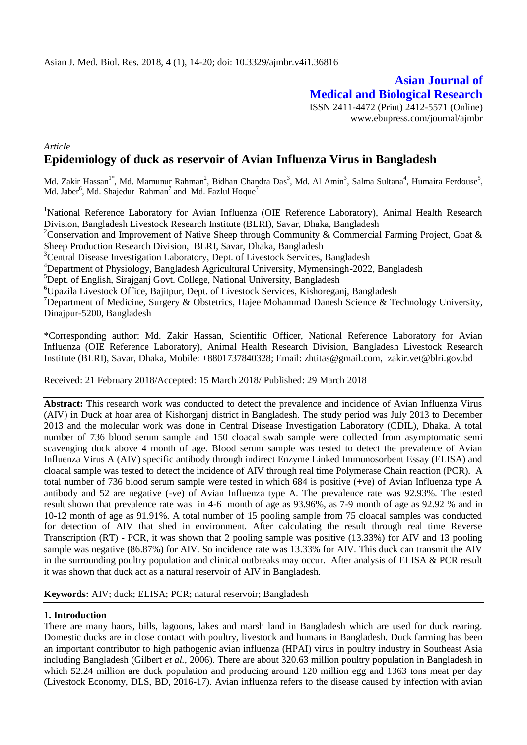*Article*

# Epidemiology of duck as reservoir of Avian Influenza Virus in Bangladesh

Md. Zakir Hassan[1*], Md. Mamunur Rahman[2], Bidhan Chandra Das[3], Md. Al Amin[3], Salma Sultana[4], Humaira Ferdouse[5], Md. Jaber[6], Md. Shajedur Rahman[7] and Md. Fazlul Hoque[7]

[1]National Reference Laboratory for Avian Influenza (OIE Reference Laboratory), Animal Health Research Division, Bangladesh Livestock Research Institute (BLRI), Savar, Dhaka, Bangladesh

[2]Conservation and Improvement of Native Sheep through Community & Commercial Farming Project, Goat & Sheep Production Research Division, BLRI, Savar, Dhaka, Bangladesh

[3]Central Disease Investigation Laboratory, Dept. of Livestock Services, Bangladesh

[4]Department of Physiology, Bangladesh Agricultural University, Mymensingh-2022, Bangladesh

[5]Dept. of English, Sirajganj Govt. College, National University, Bangladesh

[6]Upazila Livestock Office, Bajitpur, Dept. of Livestock Services, Kishoreganj, Bangladesh

[7]Department of Medicine, Surgery & Obstetrics, Hajee Mohammad Danesh Science & Technology University, Dinajpur-5200, Bangladesh

*Corresponding author: Md. Zakir Hassan, Scientific Officer, National Reference Laboratory for Avian Influenza (OIE Reference Laboratory), Animal Health Research Division, Bangladesh Livestock Research Institute (BLRI), Savar, Dhaka, Mobile: +8801737840328; Email: zhtitas@gmail.com, zakir.vet@blri.gov.bd

Received: 21 February 2018/Accepted: 15 March 2018/ Published: 29 March 2018

**Abstract:** This research work was conducted to detect the prevalence and incidence of Avian Influenza Virus (AIV) in Duck at hoar area of Kishorganj district in Bangladesh. The study period was July 2013 to December 2013 and the molecular work was done in Central Disease Investigation Laboratory (CDIL), Dhaka. A total number of 736 blood serum sample and 150 cloacal swab sample were collected from asymptomatic semi scavenging duck above 4 month of age. Blood serum sample was tested to detect the prevalence of Avian Influenza Virus A (AIV) specific antibody through indirect Enzyme Linked Immunosorbent Essay (ELISA) and cloacal sample was tested to detect the incidence of AIV through real time Polymerase Chain reaction (PCR). A total number of 736 blood serum sample were tested in which 684 is positive (+ve) of Avian Influenza type A antibody and 52 are negative (-ve) of Avian Influenza type A. The prevalence rate was 92.93%. The tested result shown that prevalence rate was in 4-6 month of age as 93.96%, as 7-9 month of age as 92.92 % and in 10-12 month of age as 91.91%. A total number of 15 pooling sample from 75 cloacal samples was conducted for detection of AIV that shed in environment. After calculating the result through real time Reverse Transcription (RT) - PCR, it was shown that 2 pooling sample was positive (13.33%) for AIV and 13 pooling sample was negative (86.87%) for AIV. So incidence rate was 13.33% for AIV. This duck can transmit the AIV in the surrounding poultry population and clinical outbreaks may occur. After analysis of ELISA & PCR result it was shown that duck act as a natural reservoir of AIV in Bangladesh.

**Keywords:** AIV; duck; ELISA; PCR; natural reservoir; Bangladesh

## 1. Introduction

There are many haors, bills, lagoons, lakes and marsh land in Bangladesh which are used for duck rearing. Domestic ducks are in close contact with poultry, livestock and humans in Bangladesh. Duck farming has been an important contributor to high pathogenic avian influenza (HPAI) virus in poultry industry in Southeast Asia including Bangladesh (Gilbert *et al.*, 2006). There are about 320.63 million poultry population in Bangladesh in which 52.24 million are duck population and producing around 120 million egg and 1363 tons meat per day (Livestock Economy, DLS, BD, 2016-17). Avian influenza refers to the disease caused by infection with avian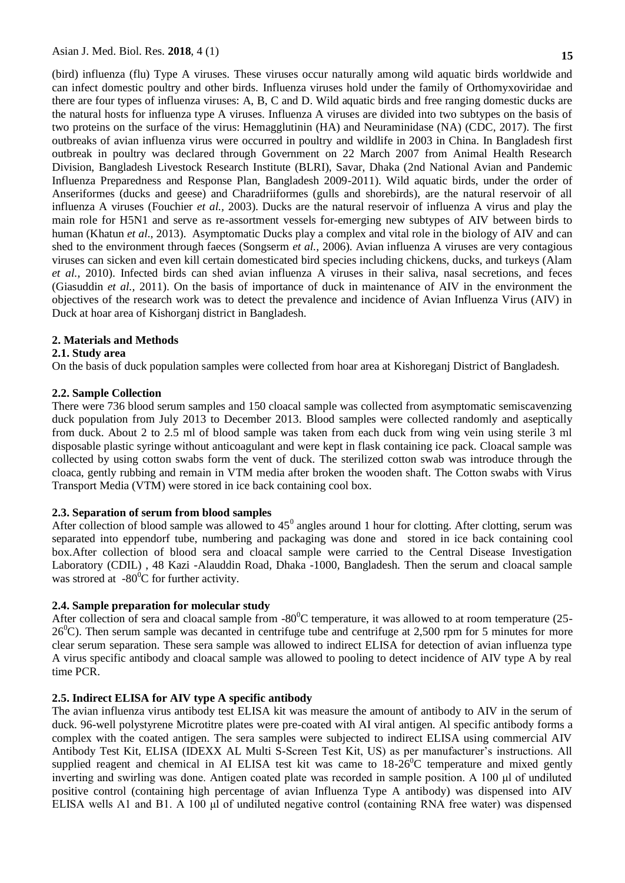(bird) influenza (flu) Type A viruses. These viruses occur naturally among wild aquatic birds worldwide and can infect domestic poultry and other birds. Influenza viruses hold under the family of Orthomyxoviridae and there are four types of influenza viruses: A, B, C and D. Wild aquatic birds and free ranging domestic ducks are the natural hosts for influenza type A viruses. Influenza A viruses are divided into two subtypes on the basis of two proteins on the surface of the virus: Hemagglutinin (HA) and Neuraminidase (NA) (CDC, 2017). The first outbreaks of avian influenza virus were occurred in poultry and wildlife in 2003 in China. In Bangladesh first outbreak in poultry was declared through Government on 22 March 2007 from Animal Health Research Division, Bangladesh Livestock Research Institute (BLRI), Savar, Dhaka (2nd National Avian and Pandemic Influenza Preparedness and Response Plan, Bangladesh 2009-2011). Wild aquatic birds, under the order of Anseriformes (ducks and geese) and Charadriiformes (gulls and shorebirds), are the natural reservoir of all influenza A viruses (Fouchier *et al.,* 2003). Ducks are the natural reservoir of influenza A virus and play the main role for H5N1 and serve as re-assortment vessels for-emerging new subtypes of AIV between birds to human (Khatun *et al*., 2013). Asymptomatic Ducks play a complex and vital role in the biology of AIV and can shed to the environment through faeces (Songserm *et al.,* 2006). Avian influenza A viruses are very contagious viruses can sicken and even kill certain domesticated bird species including chickens, ducks, and turkeys (Alam *et al.,* 2010). Infected birds can shed avian influenza A viruses in their saliva, nasal secretions, and feces (Giasuddin *et al.,* 2011). On the basis of importance of duck in maintenance of AIV in the environment the objectives of the research work was to detect the prevalence and incidence of Avian Influenza Virus (AIV) in Duck at hoar area of Kishorganj district in Bangladesh.

## 2. Materials and Methods

### 2.1. Study area

On the basis of duck population samples were collected from hoar area at Kishoreganj District of Bangladesh.

### 2.2. Sample Collection

There were 736 blood serum samples and 150 cloacal sample was collected from asymptomatic semiscavenzing duck population from July 2013 to December 2013. Blood samples were collected randomly and aseptically from duck. About 2 to 2.5 ml of blood sample was taken from each duck from wing vein using sterile 3 ml disposable plastic syringe without anticoagulant and were kept in flask containing ice pack. Cloacal sample was collected by using cotton swabs form the vent of duck. The sterilized cotton swab was introduce through the cloaca, gently rubbing and remain in VTM media after broken the wooden shaft. The Cotton swabs with Virus Transport Media (VTM) were stored in ice back containing cool box.

### 2.3. Separation of serum from blood samples

After collection of blood sample was allowed to $45^0$ angles around 1 hour for clotting. After clotting, serum was separated into eppendorf tube, numbering and packaging was done and stored in ice back containing cool box.After collection of blood sera and cloacal sample were carried to the Central Disease Investigation Laboratory (CDIL) , 48 Kazi -Alauddin Road, Dhaka -1000, Bangladesh. Then the serum and cloacal sample was strored at $-80^0$C for further activity.

### 2.4. Sample preparation for molecular study

After collection of sera and cloacal sample from $-80^0$C temperature, it was allowed to at room temperature (25-$26^0$C). Then serum sample was decanted in centrifuge tube and centrifuge at 2,500 rpm for 5 minutes for more clear serum separation. These sera sample was allowed to indirect ELISA for detection of avian influenza type A virus specific antibody and cloacal sample was allowed to pooling to detect incidence of AIV type A by real time PCR.

### 2.5. Indirect ELISA for AIV type A specific antibody

The avian influenza virus antibody test ELISA kit was measure the amount of antibody to AIV in the serum of duck. 96-well polystyrene Microtitre plates were pre-coated with AI viral antigen. Al specific antibody forms a complex with the coated antigen. The sera samples were subjected to indirect ELISA using commercial AIV Antibody Test Kit, ELISA (IDEXX AL Multi S-Screen Test Kit, US) as per manufacturer's instructions. All supplied reagent and chemical in AI ELISA test kit was came to 18-$26^0$C temperature and mixed gently inverting and swirling was done. Antigen coated plate was recorded in sample position. A 100 µl of undiluted positive control (containing high percentage of avian Influenza Type A antibody) was dispensed into AIV ELISA wells A1 and B1. A 100 µl of undiluted negative control (containing RNA free water) was dispensed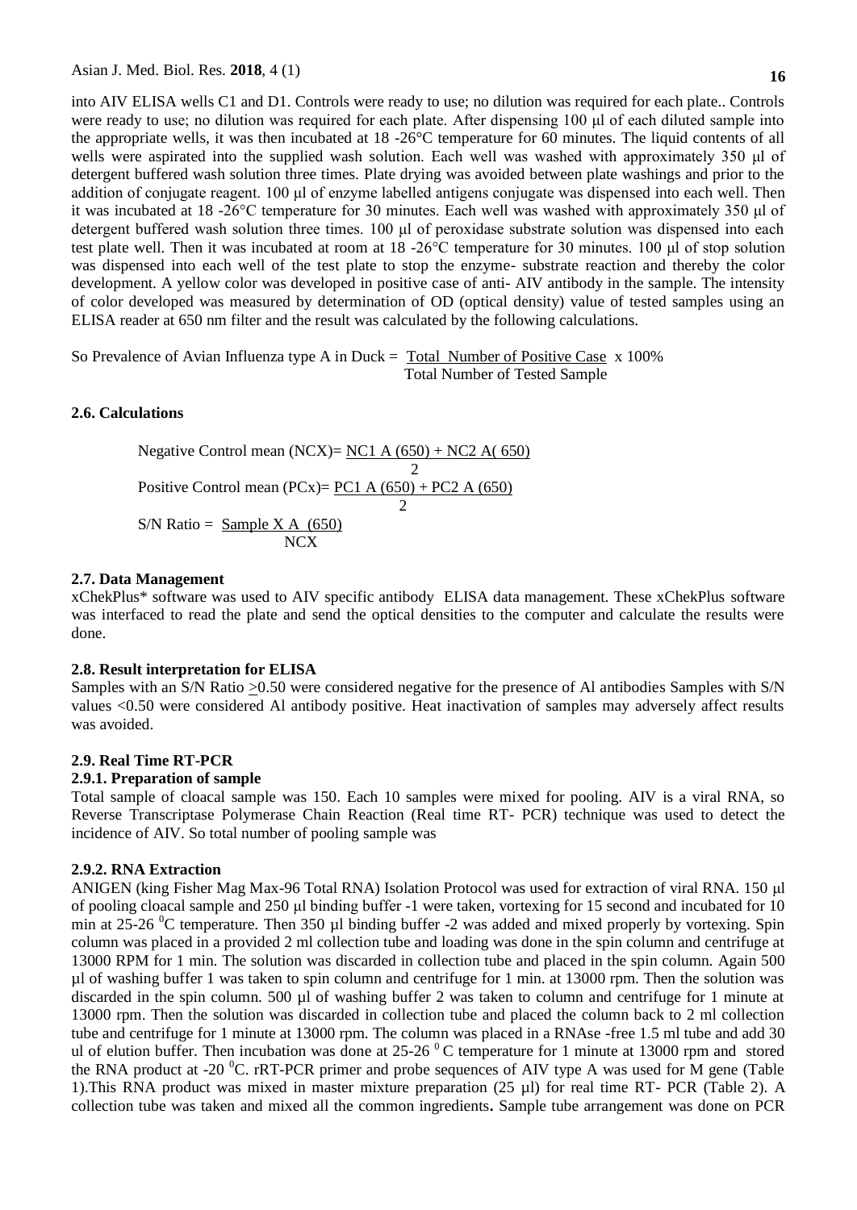into AIV ELISA wells C1 and D1. Controls were ready to use; no dilution was required for each plate.. Controls were ready to use; no dilution was required for each plate. After dispensing 100 µl of each diluted sample into the appropriate wells, it was then incubated at 18 -26°C temperature for 60 minutes. The liquid contents of all wells were aspirated into the supplied wash solution. Each well was washed with approximately 350 µl of detergent buffered wash solution three times. Plate drying was avoided between plate washings and prior to the addition of conjugate reagent. 100 µl of enzyme labelled antigens conjugate was dispensed into each well. Then it was incubated at 18 -26°C temperature for 30 minutes. Each well was washed with approximately 350 µl of detergent buffered wash solution three times. 100 µl of peroxidase substrate solution was dispensed into each test plate well. Then it was incubated at room at 18 -26°C temperature for 30 minutes. 100 µl of stop solution was dispensed into each well of the test plate to stop the enzyme- substrate reaction and thereby the color development. A yellow color was developed in positive case of anti- AIV antibody in the sample. The intensity of color developed was measured by determination of OD (optical density) value of tested samples using an ELISA reader at 650 nm filter and the result was calculated by the following calculations.

$$\text{So Prevalence of Avian Influenza type A in Duck} = \frac{\text{Total Number of Positive Case}}{\text{Total Number of Tested Sample}} \times 100\%$$

### 2.6. Calculations

$$\text{Negative Control mean (NCX)} = \frac{\text{NC1 A (650)} + \text{NC2 A(650)}}{2}$$

$$\text{Positive Control mean (PCx)} = \frac{\text{PC1 A (650)} + \text{PC2 A (650)}}{2}$$

$$\text{S/N Ratio} = \frac{\text{Sample X A (650)}}{\text{NCX}}$$

### 2.7. Data Management

xChekPlus* software was used to AIV specific antibody ELISA data management. These xChekPlus software was interfaced to read the plate and send the optical densities to the computer and calculate the results were done.

### 2.8. Result interpretation for ELISA

Samples with an S/N Ratio $\geq$0.50 were considered negative for the presence of Al antibodies Samples with S/N values <0.50 were considered Al antibody positive. Heat inactivation of samples may adversely affect results was avoided.

### 2.9. Real Time RT-PCR

#### 2.9.1. Preparation of sample

Total sample of cloacal sample was 150. Each 10 samples were mixed for pooling. AIV is a viral RNA, so Reverse Transcriptase Polymerase Chain Reaction (Real time RT- PCR) technique was used to detect the incidence of AIV. So total number of pooling sample was

#### 2.9.2. RNA Extraction

ANIGEN (king Fisher Mag Max-96 Total RNA) Isolation Protocol was used for extraction of viral RNA. 150 µl of pooling cloacal sample and 250 µl binding buffer -1 were taken, vortexing for 15 second and incubated for 10 min at 25-26 $^0$C temperature. Then 350 µl binding buffer -2 was added and mixed properly by vortexing. Spin column was placed in a provided 2 ml collection tube and loading was done in the spin column and centrifuge at 13000 RPM for 1 min. The solution was discarded in collection tube and placed in the spin column. Again 500 µl of washing buffer 1 was taken to spin column and centrifuge for 1 min. at 13000 rpm. Then the solution was discarded in the spin column. 500 µl of washing buffer 2 was taken to column and centrifuge for 1 minute at 13000 rpm. Then the solution was discarded in collection tube and placed the column back to 2 ml collection tube and centrifuge for 1 minute at 13000 rpm. The column was placed in a RNAse -free 1.5 ml tube and add 30 ul of elution buffer. Then incubation was done at 25-26 $^0$ C temperature for 1 minute at 13000 rpm and stored the RNA product at -20 $^0$C. rRT-PCR primer and probe sequences of AIV type A was used for M gene (Table 1).This RNA product was mixed in master mixture preparation (25 µl) for real time RT- PCR (Table 2). A collection tube was taken and mixed all the common ingredients**.** Sample tube arrangement was done on PCR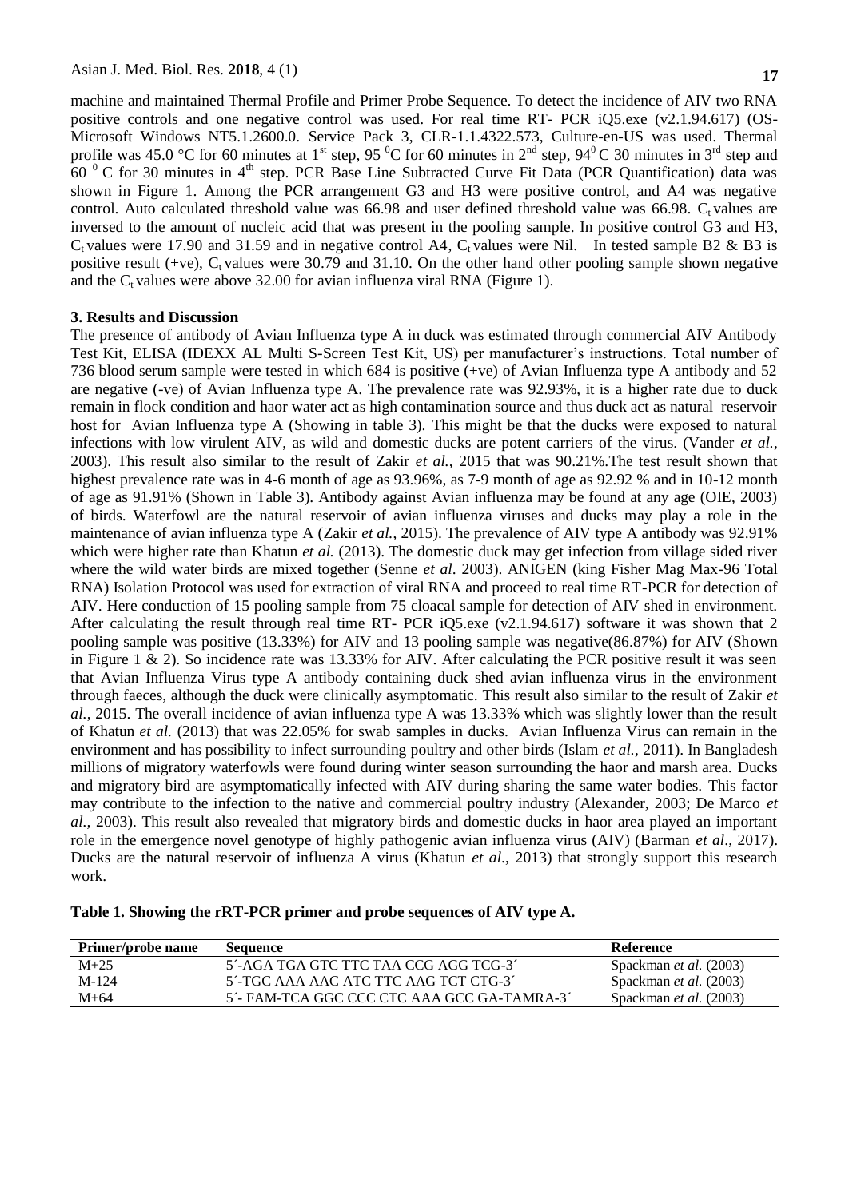machine and maintained Thermal Profile and Primer Probe Sequence. To detect the incidence of AIV two RNA positive controls and one negative control was used. For real time RT- PCR iQ5.exe (v2.1.94.617) (OS-Microsoft Windows NT5.1.2600.0. Service Pack 3, CLR-1.1.4322.573, Culture-en-US was used. Thermal profile was 45.0 °C for 60 minutes at 1st step, 95 $^{0}$C for 60 minutes in 2nd step, 94$^{0}$ C 30 minutes in 3rd step and 60 $^{0}$ C for 30 minutes in 4th step. PCR Base Line Subtracted Curve Fit Data (PCR Quantification) data was shown in Figure 1. Among the PCR arrangement G3 and H3 were positive control, and A4 was negative control. Auto calculated threshold value was 66.98 and user defined threshold value was 66.98. $C_t$ values are inversed to the amount of nucleic acid that was present in the pooling sample. In positive control G3 and H3, $C_t$ values were 17.90 and 31.59 and in negative control A4, $C_t$ values were Nil. In tested sample B2 & B3 is positive result (+ve), $C_t$ values were 30.79 and 31.10. On the other hand other pooling sample shown negative and the $C_t$ values were above 32.00 for avian influenza viral RNA (Figure 1).

## 3. Results and Discussion

The presence of antibody of Avian Influenza type A in duck was estimated through commercial AIV Antibody Test Kit, ELISA (IDEXX AL Multi S-Screen Test Kit, US) per manufacturer's instructions. Total number of 736 blood serum sample were tested in which 684 is positive (+ve) of Avian Influenza type A antibody and 52 are negative (-ve) of Avian Influenza type A. The prevalence rate was 92.93%, it is a higher rate due to duck remain in flock condition and haor water act as high contamination source and thus duck act as natural reservoir host for Avian Influenza type A (Showing in table 3). This might be that the ducks were exposed to natural infections with low virulent AIV, as wild and domestic ducks are potent carriers of the virus. (Vander *et al.*, 2003). This result also similar to the result of Zakir *et al.*, 2015 that was 90.21%.The test result shown that highest prevalence rate was in 4-6 month of age as 93.96%, as 7-9 month of age as 92.92 % and in 10-12 month of age as 91.91% (Shown in Table 3). Antibody against Avian influenza may be found at any age (OIE, 2003) of birds. Waterfowl are the natural reservoir of avian influenza viruses and ducks may play a role in the maintenance of avian influenza type A (Zakir *et al.*, 2015). The prevalence of AIV type A antibody was 92.91% which were higher rate than Khatun *et al.* (2013). The domestic duck may get infection from village sided river where the wild water birds are mixed together (Senne *et al*. 2003). ANIGEN (king Fisher Mag Max-96 Total RNA) Isolation Protocol was used for extraction of viral RNA and proceed to real time RT-PCR for detection of AIV. Here conduction of 15 pooling sample from 75 cloacal sample for detection of AIV shed in environment. After calculating the result through real time RT- PCR iQ5.exe (v2.1.94.617) software it was shown that 2 pooling sample was positive (13.33%) for AIV and 13 pooling sample was negative(86.87%) for AIV (Shown in Figure 1 & 2). So incidence rate was 13.33% for AIV. After calculating the PCR positive result it was seen that Avian Influenza Virus type A antibody containing duck shed avian influenza virus in the environment through faeces, although the duck were clinically asymptomatic. This result also similar to the result of Zakir *et al.*, 2015. The overall incidence of avian influenza type A was 13.33% which was slightly lower than the result of Khatun *et al.* (2013) that was 22.05% for swab samples in ducks. Avian Influenza Virus can remain in the environment and has possibility to infect surrounding poultry and other birds (Islam *et al.*, 2011). In Bangladesh millions of migratory waterfowls were found during winter season surrounding the haor and marsh area. Ducks and migratory bird are asymptomatically infected with AIV during sharing the same water bodies. This factor may contribute to the infection to the native and commercial poultry industry (Alexander, 2003; De Marco *et al.*, 2003). This result also revealed that migratory birds and domestic ducks in haor area played an important role in the emergence novel genotype of highly pathogenic avian influenza virus (AIV) (Barman *et al*., 2017). Ducks are the natural reservoir of influenza A virus (Khatun *et al*., 2013) that strongly support this research work.

**Table 1. Showing the rRT-PCR primer and probe sequences of AIV type A.**

| Primer/probe name | Sequence | Reference |
|---|---|---|
| M+25 | 5´-AGA TGA GTC TTC TAA CCG AGG TCG-3´ | Spackman *et al.* (2003) |
| M-124 | 5´-TGC AAA AAC ATC TTC AAG TCT CTG-3´ | Spackman *et al.* (2003) |
| M+64 | 5´- FAM-TCA GGC CCC CTC AAA GCC GA-TAMRA-3´ | Spackman *et al.* (2003) |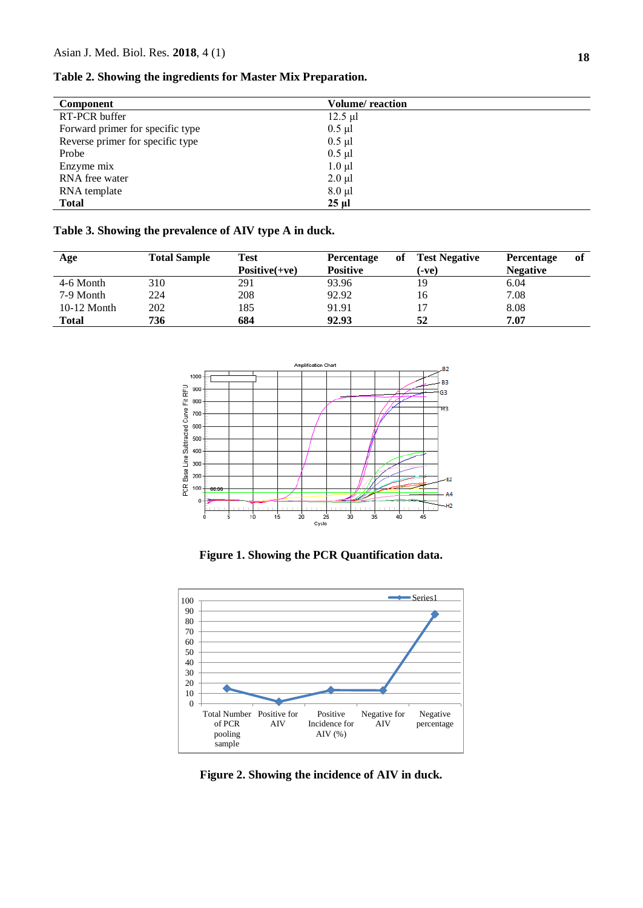**Table 2. Showing the ingredients for Master Mix Preparation.**

| Component | Volume/ reaction |
|---|---|
| RT-PCR buffer | 12.5 µl |
| Forward primer for specific type | 0.5 µl |
| Reverse primer for specific type | 0.5 µl |
| Probe | 0.5 µl |
| Enzyme mix | 1.0 µl |
| RNA free water | 2.0 µl |
| RNA template | 8.0 µl |
| **Total** | **25 µl** |

**Table 3. Showing the prevalence of AIV type A in duck.**

| Age | Total Sample | Test Positive(+ve) | Percentage of Positive | Test Negative (-ve) | Percentage of Negative |
|---|---|---|---|---|---|
| 4-6 Month | 310 | 291 | 93.96 | 19 | 6.04 |
| 7-9 Month | 224 | 208 | 92.92 | 16 | 7.08 |
| 10-12 Month | 202 | 185 | 91.91 | 17 | 8.08 |
| **Total** | **736** | **684** | **92.93** | **52** | **7.07** |

**Figure 1. Showing the PCR Quantification data.**

**Figure 2. Showing the incidence of AIV in duck.**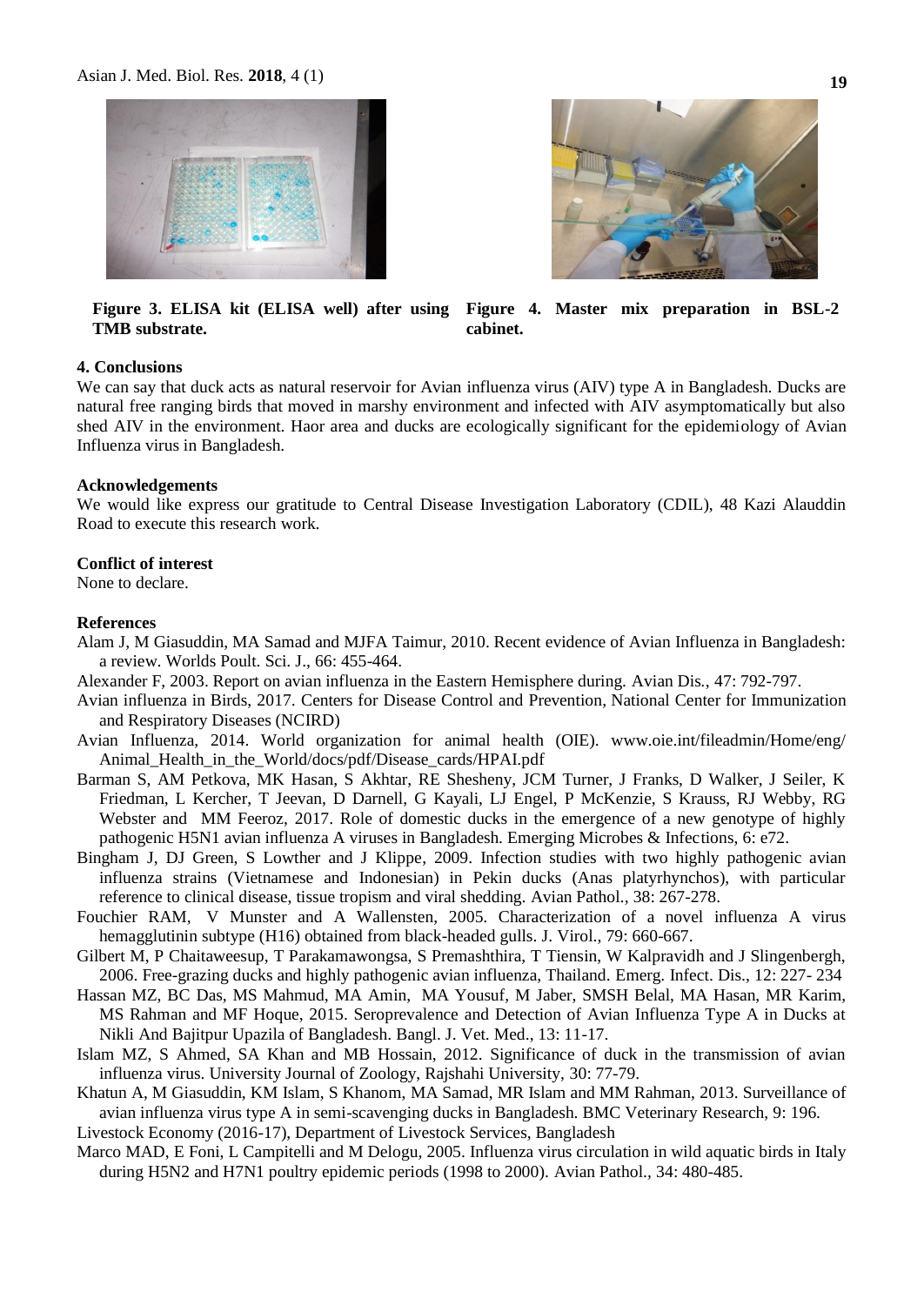**Figure 3. ELISA kit (ELISA well) after using TMB substrate.**

**Figure 4. Master mix preparation in BSL-2 cabinet.**

## 4. Conclusions

We can say that duck acts as natural reservoir for Avian influenza virus (AIV) type A in Bangladesh. Ducks are natural free ranging birds that moved in marshy environment and infected with AIV asymptomatically but also shed AIV in the environment. Haor area and ducks are ecologically significant for the epidemiology of Avian Influenza virus in Bangladesh.

## Acknowledgements

We would like express our gratitude to Central Disease Investigation Laboratory (CDIL), 48 Kazi Alauddin Road to execute this research work.

## Conflict of interest

None to declare.

## References

Alam J, M Giasuddin, MA Samad and MJFA Taimur, 2010. Recent evidence of Avian Influenza in Bangladesh: a review. Worlds Poult. Sci. J., 66: 455-464.

Alexander F, 2003. Report on avian influenza in the Eastern Hemisphere during. Avian Dis., 47: 792-797.

Avian influenza in Birds, 2017. Centers for Disease Control and Prevention, National Center for Immunization and Respiratory Diseases (NCIRD)

Avian Influenza, 2014. World organization for animal health (OIE). www.oie.int/fileadmin/Home/eng/Animal_Health_in_the_World/docs/pdf/Disease_cards/HPAI.pdf

Barman S, AM Petkova, MK Hasan, S Akhtar, RE Shesheny, JCM Turner, J Franks, D Walker, J Seiler, K Friedman, L Kercher, T Jeevan, D Darnell, G Kayali, LJ Engel, P McKenzie, S Krauss, RJ Webby, RG Webster and MM Feeroz, 2017. Role of domestic ducks in the emergence of a new genotype of highly pathogenic H5N1 avian influenza A viruses in Bangladesh. Emerging Microbes & Infections, 6: e72.

Bingham J, DJ Green, S Lowther and J Klippe, 2009. Infection studies with two highly pathogenic avian influenza strains (Vietnamese and Indonesian) in Pekin ducks (Anas platyrhynchos), with particular reference to clinical disease, tissue tropism and viral shedding. Avian Pathol., 38: 267-278.

Fouchier RAM, V Munster and A Wallensten, 2005. Characterization of a novel influenza A virus hemagglutinin subtype (H16) obtained from black-headed gulls. J. Virol., 79: 660-667.

Gilbert M, P Chaitaweesup, T Parakamawongsa, S Premashthira, T Tiensin, W Kalpravidh and J Slingenbergh, 2006. Free-grazing ducks and highly pathogenic avian influenza, Thailand. Emerg. Infect. Dis., 12: 227- 234

Hassan MZ, BC Das, MS Mahmud, MA Amin, MA Yousuf, M Jaber, SMSH Belal, MA Hasan, MR Karim, MS Rahman and MF Hoque, 2015. Seroprevalence and Detection of Avian Influenza Type A in Ducks at Nikli And Bajitpur Upazila of Bangladesh. Bangl. J. Vet. Med., 13: 11-17.

Islam MZ, S Ahmed, SA Khan and MB Hossain, 2012. Significance of duck in the transmission of avian influenza virus. University Journal of Zoology, Rajshahi University, 30: 77-79.

Khatun A, M Giasuddin, KM Islam, S Khanom, MA Samad, MR Islam and MM Rahman, 2013. Surveillance of avian influenza virus type A in semi-scavenging ducks in Bangladesh. BMC Veterinary Research, 9: 196.

Livestock Economy (2016-17), Department of Livestock Services, Bangladesh

Marco MAD, E Foni, L Campitelli and M Delogu, 2005. Influenza virus circulation in wild aquatic birds in Italy during H5N2 and H7N1 poultry epidemic periods (1998 to 2000). Avian Pathol., 34: 480-485.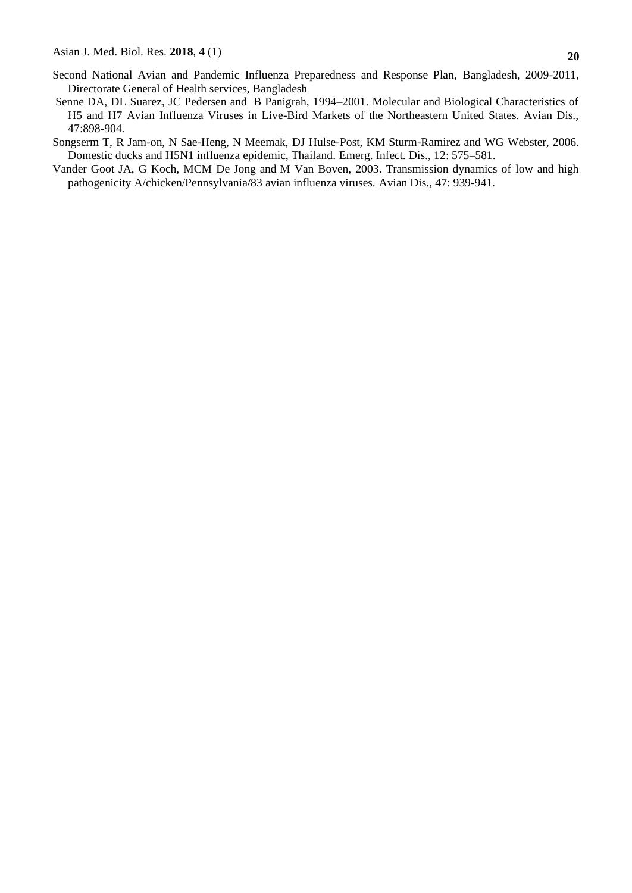Second National Avian and Pandemic Influenza Preparedness and Response Plan, Bangladesh, 2009-2011, Directorate General of Health services, Bangladesh

Senne DA, DL Suarez, JC Pedersen and B Panigrah, 1994–2001. Molecular and Biological Characteristics of H5 and H7 Avian Influenza Viruses in Live-Bird Markets of the Northeastern United States. Avian Dis., 47:898-904.

Songserm T, R Jam-on, N Sae-Heng, N Meemak, DJ Hulse-Post, KM Sturm-Ramirez and WG Webster, 2006. Domestic ducks and H5N1 influenza epidemic, Thailand. Emerg. Infect. Dis., 12: 575–581.

Vander Goot JA, G Koch, MCM De Jong and M Van Boven, 2003. Transmission dynamics of low and high pathogenicity A/chicken/Pennsylvania/83 avian influenza viruses. Avian Dis., 47: 939-941.